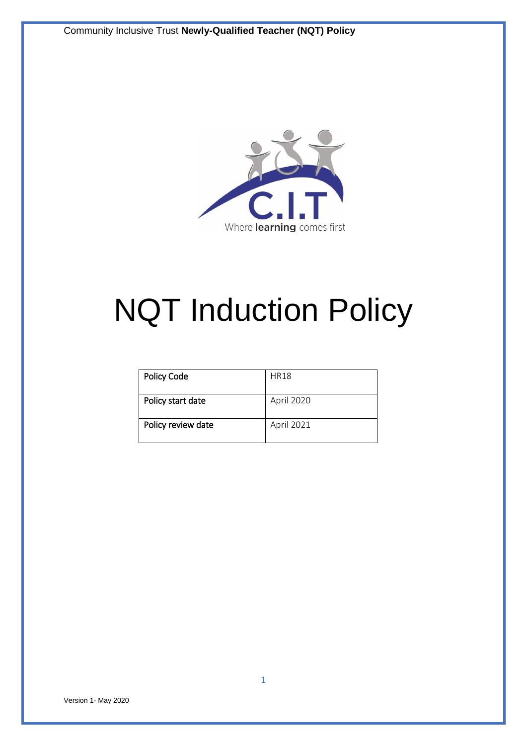# NQT Induction Policy

| Policy Code | HR18 |
| --- | --- |
| Policy start date | April 2020 |
| Policy review date | April 2021 |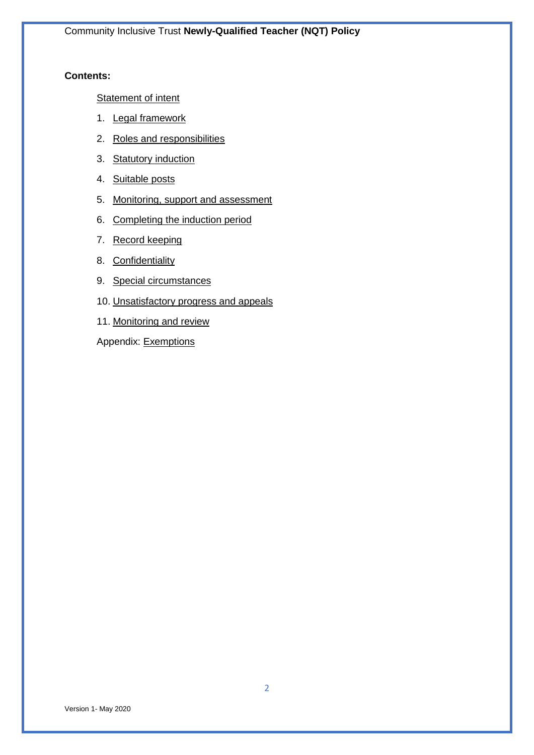**Contents:**

Statement of intent

1. Legal framework
2. Roles and responsibilities
3. Statutory induction
4. Suitable posts
5. Monitoring, support and assessment
6. Completing the induction period
7. Record keeping
8. Confidentiality
9. Special circumstances
10. Unsatisfactory progress and appeals
11. Monitoring and review

Appendix: Exemptions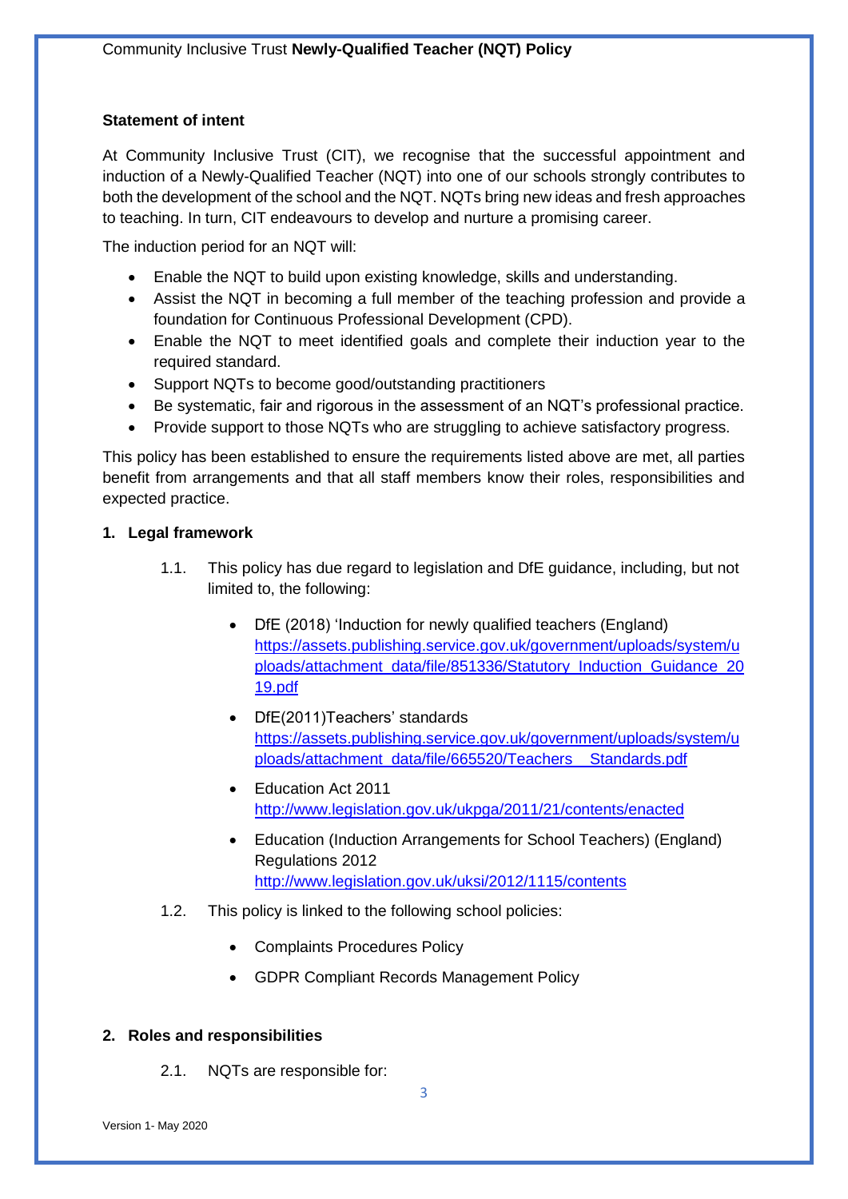**Statement of intent**

At Community Inclusive Trust (CIT), we recognise that the successful appointment and induction of a Newly-Qualified Teacher (NQT) into one of our schools strongly contributes to both the development of the school and the NQT. NQTs bring new ideas and fresh approaches to teaching. In turn, CIT endeavours to develop and nurture a promising career.

The induction period for an NQT will:

- Enable the NQT to build upon existing knowledge, skills and understanding.
- Assist the NQT in becoming a full member of the teaching profession and provide a foundation for Continuous Professional Development (CPD).
- Enable the NQT to meet identified goals and complete their induction year to the required standard.
- Support NQTs to become good/outstanding practitioners
- Be systematic, fair and rigorous in the assessment of an NQT's professional practice.
- Provide support to those NQTs who are struggling to achieve satisfactory progress.

This policy has been established to ensure the requirements listed above are met, all parties benefit from arrangements and that all staff members know their roles, responsibilities and expected practice.

**1. Legal framework**

1.1. This policy has due regard to legislation and DfE guidance, including, but not limited to, the following:

- DfE (2018) 'Induction for newly qualified teachers (England) https://assets.publishing.service.gov.uk/government/uploads/system/uploads/attachment_data/file/851336/Statutory_Induction_Guidance_2019.pdf
- DfE(2011)Teachers' standards https://assets.publishing.service.gov.uk/government/uploads/system/uploads/attachment_data/file/665520/Teachers__Standards.pdf
- Education Act 2011 http://www.legislation.gov.uk/ukpga/2011/21/contents/enacted
- Education (Induction Arrangements for School Teachers) (England) Regulations 2012 http://www.legislation.gov.uk/uksi/2012/1115/contents

1.2. This policy is linked to the following school policies:

- Complaints Procedures Policy
- GDPR Compliant Records Management Policy

**2. Roles and responsibilities**

2.1. NQTs are responsible for: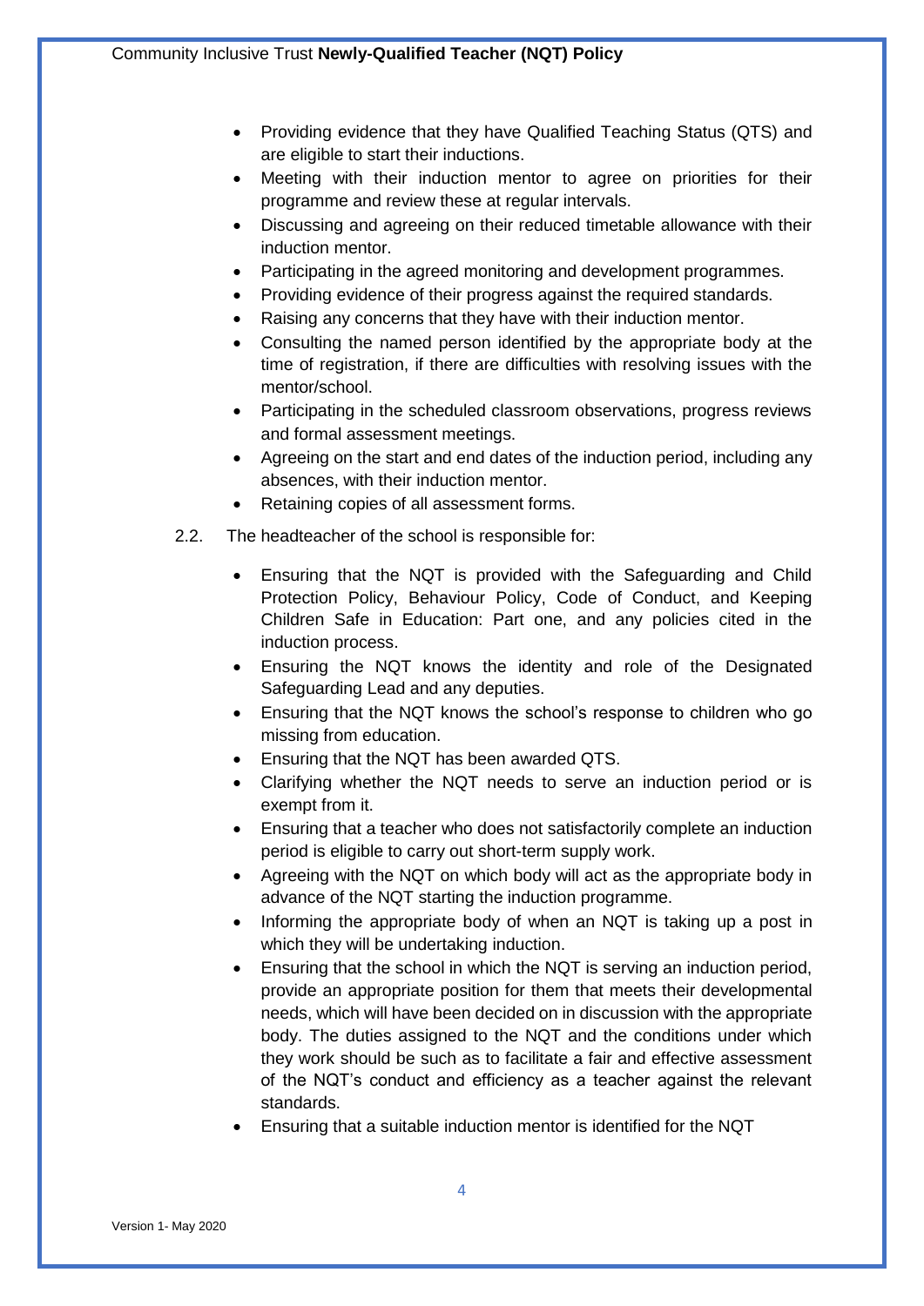- Providing evidence that they have Qualified Teaching Status (QTS) and are eligible to start their inductions.
- Meeting with their induction mentor to agree on priorities for their programme and review these at regular intervals.
- Discussing and agreeing on their reduced timetable allowance with their induction mentor.
- Participating in the agreed monitoring and development programmes.
- Providing evidence of their progress against the required standards.
- Raising any concerns that they have with their induction mentor.
- Consulting the named person identified by the appropriate body at the time of registration, if there are difficulties with resolving issues with the mentor/school.
- Participating in the scheduled classroom observations, progress reviews and formal assessment meetings.
- Agreeing on the start and end dates of the induction period, including any absences, with their induction mentor.
- Retaining copies of all assessment forms.

2.2. The headteacher of the school is responsible for:

- Ensuring that the NQT is provided with the Safeguarding and Child Protection Policy, Behaviour Policy, Code of Conduct, and Keeping Children Safe in Education: Part one, and any policies cited in the induction process.
- Ensuring the NQT knows the identity and role of the Designated Safeguarding Lead and any deputies.
- Ensuring that the NQT knows the school's response to children who go missing from education.
- Ensuring that the NQT has been awarded QTS.
- Clarifying whether the NQT needs to serve an induction period or is exempt from it.
- Ensuring that a teacher who does not satisfactorily complete an induction period is eligible to carry out short-term supply work.
- Agreeing with the NQT on which body will act as the appropriate body in advance of the NQT starting the induction programme.
- Informing the appropriate body of when an NQT is taking up a post in which they will be undertaking induction.
- Ensuring that the school in which the NQT is serving an induction period, provide an appropriate position for them that meets their developmental needs, which will have been decided on in discussion with the appropriate body. The duties assigned to the NQT and the conditions under which they work should be such as to facilitate a fair and effective assessment of the NQT's conduct and efficiency as a teacher against the relevant standards.
- Ensuring that a suitable induction mentor is identified for the NQT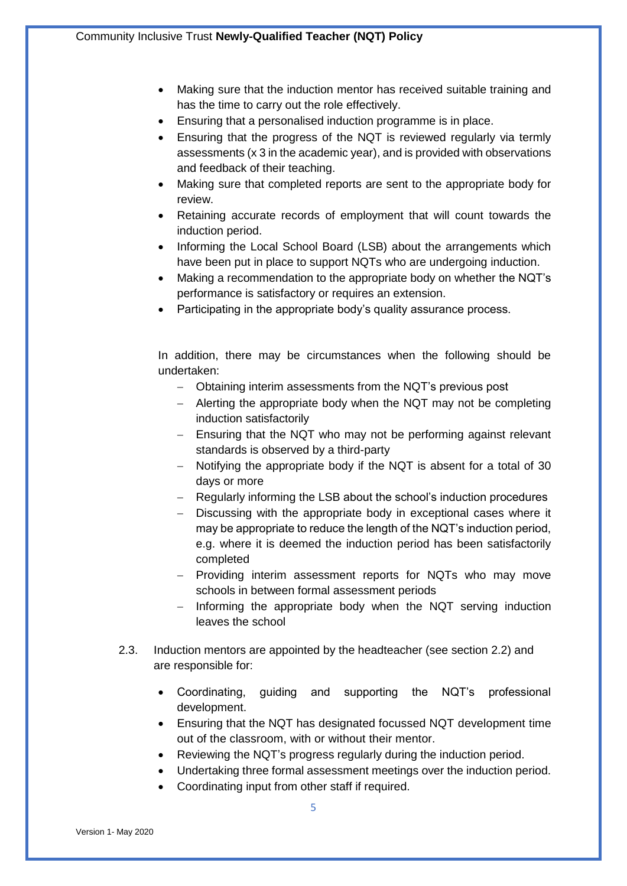- Making sure that the induction mentor has received suitable training and has the time to carry out the role effectively.
- Ensuring that a personalised induction programme is in place.
- Ensuring that the progress of the NQT is reviewed regularly via termly assessments (x 3 in the academic year), and is provided with observations and feedback of their teaching.
- Making sure that completed reports are sent to the appropriate body for review.
- Retaining accurate records of employment that will count towards the induction period.
- Informing the Local School Board (LSB) about the arrangements which have been put in place to support NQTs who are undergoing induction.
- Making a recommendation to the appropriate body on whether the NQT's performance is satisfactory or requires an extension.
- Participating in the appropriate body's quality assurance process.

In addition, there may be circumstances when the following should be undertaken:

- Obtaining interim assessments from the NQT's previous post
- Alerting the appropriate body when the NQT may not be completing induction satisfactorily
- Ensuring that the NQT who may not be performing against relevant standards is observed by a third-party
- Notifying the appropriate body if the NQT is absent for a total of 30 days or more
- Regularly informing the LSB about the school's induction procedures
- Discussing with the appropriate body in exceptional cases where it may be appropriate to reduce the length of the NQT's induction period, e.g. where it is deemed the induction period has been satisfactorily completed
- Providing interim assessment reports for NQTs who may move schools in between formal assessment periods
- Informing the appropriate body when the NQT serving induction leaves the school

2.3. Induction mentors are appointed by the headteacher (see section 2.2) and are responsible for:

- Coordinating, guiding and supporting the NQT's professional development.
- Ensuring that the NQT has designated focussed NQT development time out of the classroom, with or without their mentor.
- Reviewing the NQT's progress regularly during the induction period.
- Undertaking three formal assessment meetings over the induction period.
- Coordinating input from other staff if required.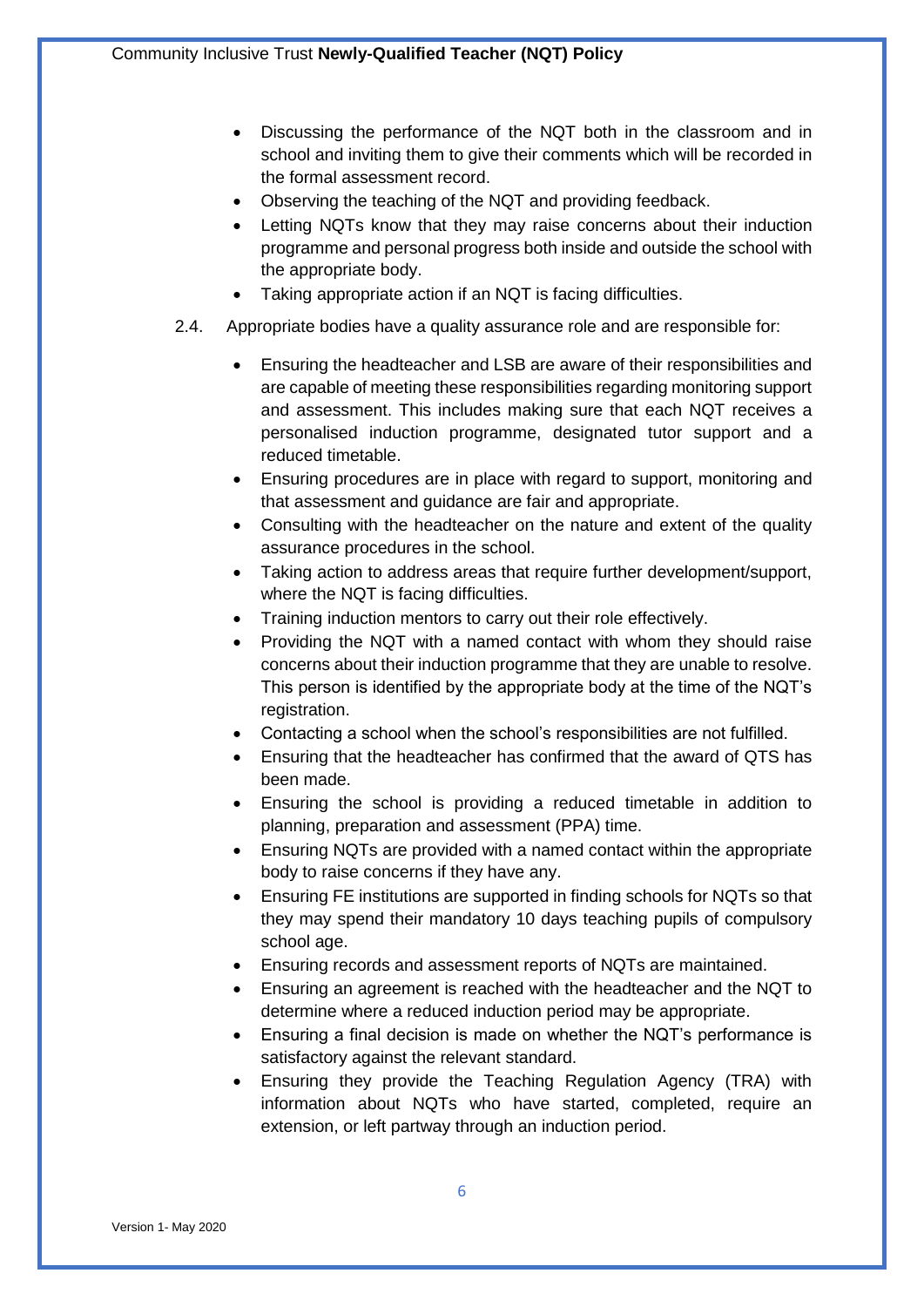- Discussing the performance of the NQT both in the classroom and in school and inviting them to give their comments which will be recorded in the formal assessment record.
- Observing the teaching of the NQT and providing feedback.
- Letting NQTs know that they may raise concerns about their induction programme and personal progress both inside and outside the school with the appropriate body.
- Taking appropriate action if an NQT is facing difficulties.

2.4. Appropriate bodies have a quality assurance role and are responsible for:

- Ensuring the headteacher and LSB are aware of their responsibilities and are capable of meeting these responsibilities regarding monitoring support and assessment. This includes making sure that each NQT receives a personalised induction programme, designated tutor support and a reduced timetable.
- Ensuring procedures are in place with regard to support, monitoring and that assessment and guidance are fair and appropriate.
- Consulting with the headteacher on the nature and extent of the quality assurance procedures in the school.
- Taking action to address areas that require further development/support, where the NQT is facing difficulties.
- Training induction mentors to carry out their role effectively.
- Providing the NQT with a named contact with whom they should raise concerns about their induction programme that they are unable to resolve. This person is identified by the appropriate body at the time of the NQT's registration.
- Contacting a school when the school's responsibilities are not fulfilled.
- Ensuring that the headteacher has confirmed that the award of QTS has been made.
- Ensuring the school is providing a reduced timetable in addition to planning, preparation and assessment (PPA) time.
- Ensuring NQTs are provided with a named contact within the appropriate body to raise concerns if they have any.
- Ensuring FE institutions are supported in finding schools for NQTs so that they may spend their mandatory 10 days teaching pupils of compulsory school age.
- Ensuring records and assessment reports of NQTs are maintained.
- Ensuring an agreement is reached with the headteacher and the NQT to determine where a reduced induction period may be appropriate.
- Ensuring a final decision is made on whether the NQT's performance is satisfactory against the relevant standard.
- Ensuring they provide the Teaching Regulation Agency (TRA) with information about NQTs who have started, completed, require an extension, or left partway through an induction period.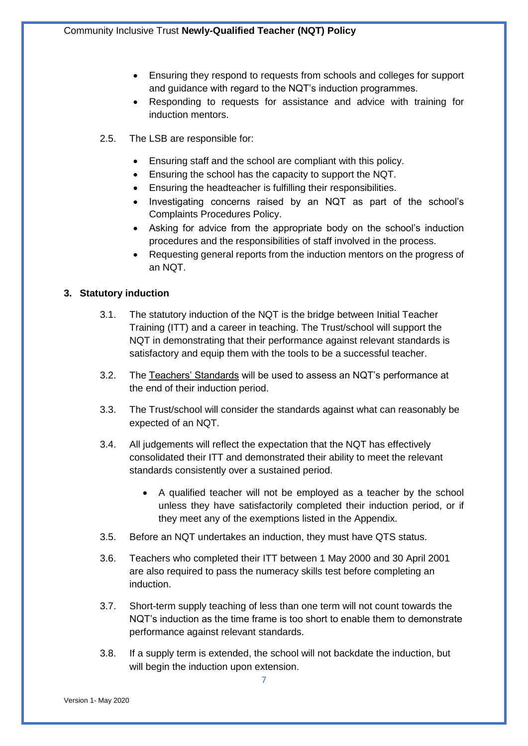- Ensuring they respond to requests from schools and colleges for support and guidance with regard to the NQT's induction programmes.
- Responding to requests for assistance and advice with training for induction mentors.

2.5. The LSB are responsible for:

- Ensuring staff and the school are compliant with this policy.
- Ensuring the school has the capacity to support the NQT.
- Ensuring the headteacher is fulfilling their responsibilities.
- Investigating concerns raised by an NQT as part of the school's Complaints Procedures Policy.
- Asking for advice from the appropriate body on the school's induction procedures and the responsibilities of staff involved in the process.
- Requesting general reports from the induction mentors on the progress of an NQT.

## 3. Statutory induction

3.1. The statutory induction of the NQT is the bridge between Initial Teacher Training (ITT) and a career in teaching. The Trust/school will support the NQT in demonstrating that their performance against relevant standards is satisfactory and equip them with the tools to be a successful teacher.

3.2. The Teachers' Standards will be used to assess an NQT's performance at the end of their induction period.

3.3. The Trust/school will consider the standards against what can reasonably be expected of an NQT.

3.4. All judgements will reflect the expectation that the NQT has effectively consolidated their ITT and demonstrated their ability to meet the relevant standards consistently over a sustained period.

- A qualified teacher will not be employed as a teacher by the school unless they have satisfactorily completed their induction period, or if they meet any of the exemptions listed in the Appendix.

3.5. Before an NQT undertakes an induction, they must have QTS status.

3.6. Teachers who completed their ITT between 1 May 2000 and 30 April 2001 are also required to pass the numeracy skills test before completing an induction.

3.7. Short-term supply teaching of less than one term will not count towards the NQT's induction as the time frame is too short to enable them to demonstrate performance against relevant standards.

3.8. If a supply term is extended, the school will not backdate the induction, but will begin the induction upon extension.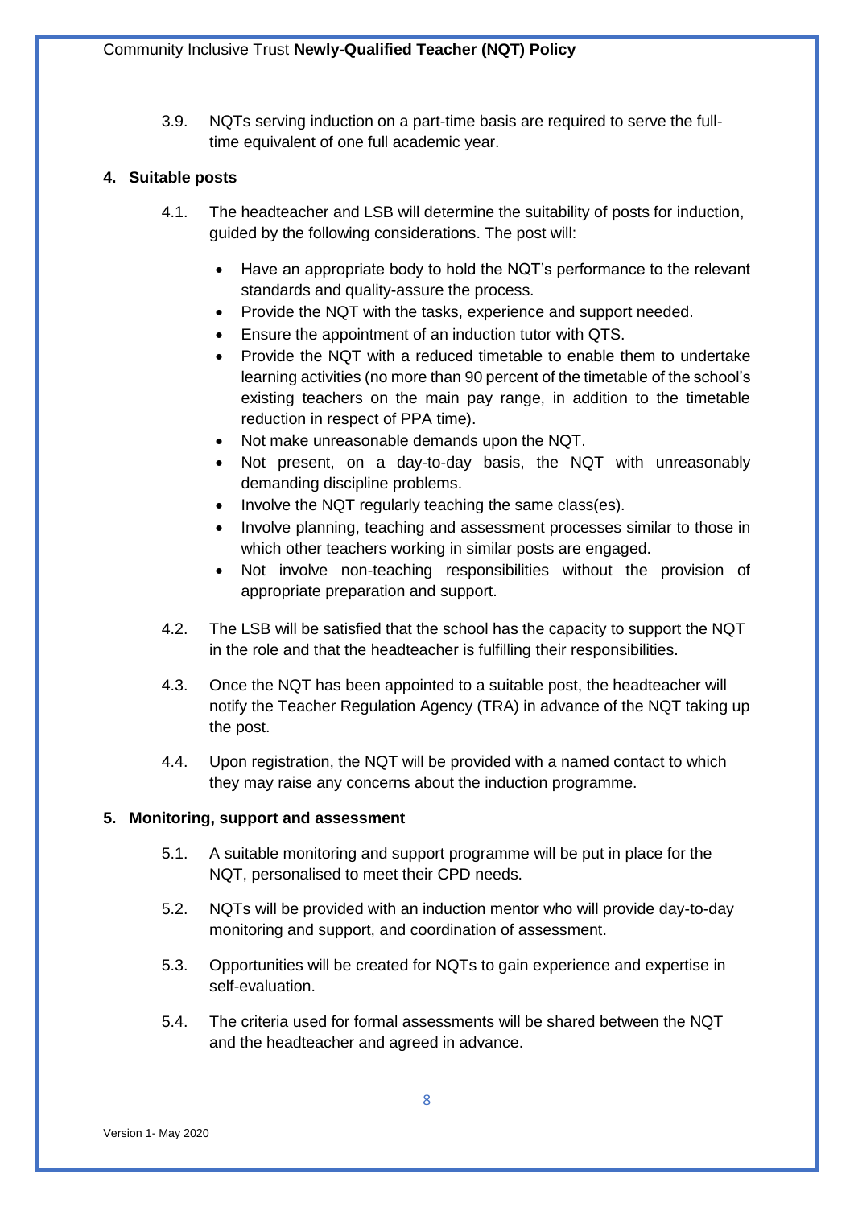3.9. NQTs serving induction on a part-time basis are required to serve the full-time equivalent of one full academic year.

## 4. Suitable posts

4.1. The headteacher and LSB will determine the suitability of posts for induction, guided by the following considerations. The post will:

- Have an appropriate body to hold the NQT's performance to the relevant standards and quality-assure the process.
- Provide the NQT with the tasks, experience and support needed.
- Ensure the appointment of an induction tutor with QTS.
- Provide the NQT with a reduced timetable to enable them to undertake learning activities (no more than 90 percent of the timetable of the school's existing teachers on the main pay range, in addition to the timetable reduction in respect of PPA time).
- Not make unreasonable demands upon the NQT.
- Not present, on a day-to-day basis, the NQT with unreasonably demanding discipline problems.
- Involve the NQT regularly teaching the same class(es).
- Involve planning, teaching and assessment processes similar to those in which other teachers working in similar posts are engaged.
- Not involve non-teaching responsibilities without the provision of appropriate preparation and support.

4.2. The LSB will be satisfied that the school has the capacity to support the NQT in the role and that the headteacher is fulfilling their responsibilities.

4.3. Once the NQT has been appointed to a suitable post, the headteacher will notify the Teacher Regulation Agency (TRA) in advance of the NQT taking up the post.

4.4. Upon registration, the NQT will be provided with a named contact to which they may raise any concerns about the induction programme.

## 5. Monitoring, support and assessment

5.1. A suitable monitoring and support programme will be put in place for the NQT, personalised to meet their CPD needs.

5.2. NQTs will be provided with an induction mentor who will provide day-to-day monitoring and support, and coordination of assessment.

5.3. Opportunities will be created for NQTs to gain experience and expertise in self-evaluation.

5.4. The criteria used for formal assessments will be shared between the NQT and the headteacher and agreed in advance.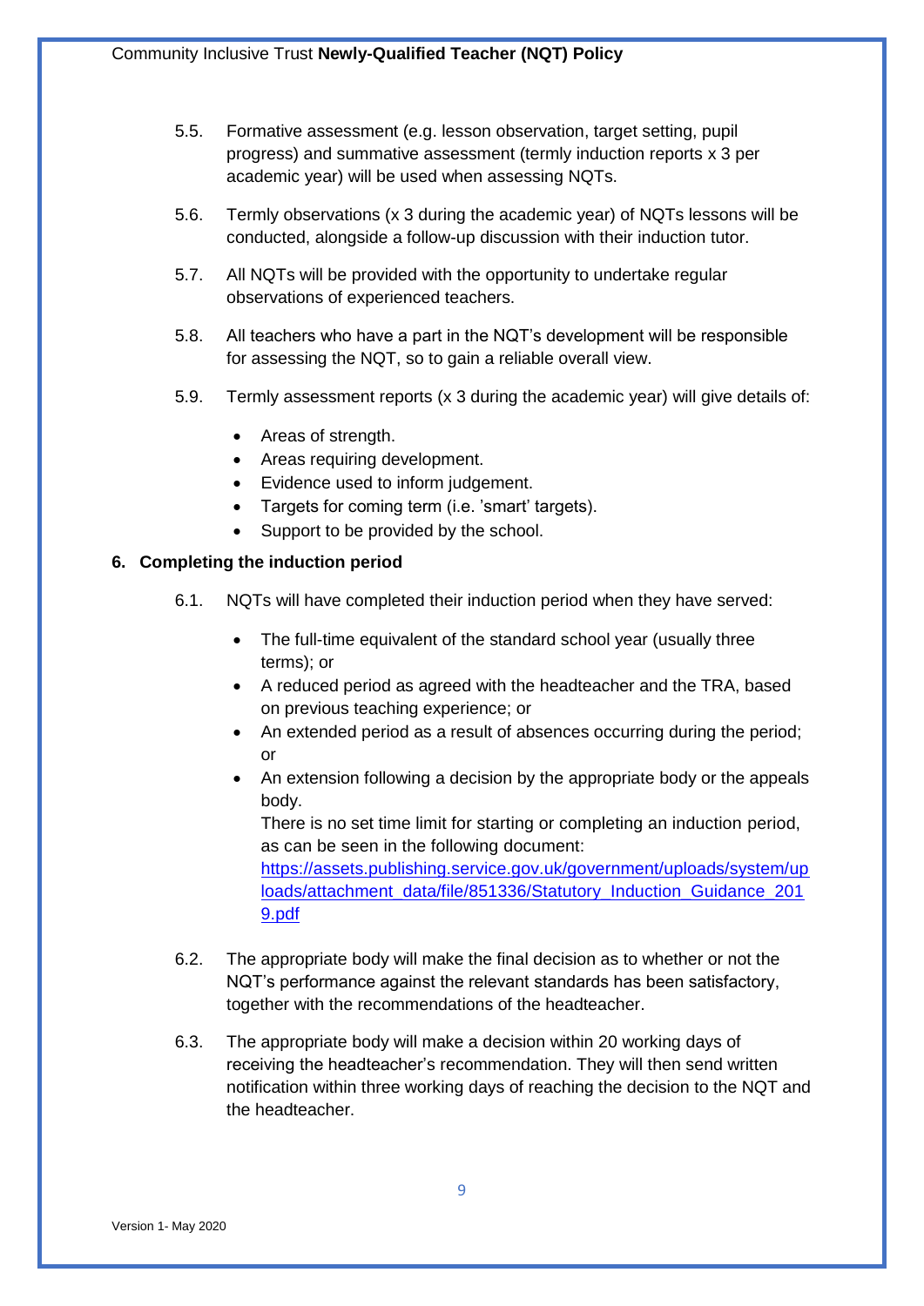5.5. Formative assessment (e.g. lesson observation, target setting, pupil progress) and summative assessment (termly induction reports x 3 per academic year) will be used when assessing NQTs.

5.6. Termly observations (x 3 during the academic year) of NQTs lessons will be conducted, alongside a follow-up discussion with their induction tutor.

5.7. All NQTs will be provided with the opportunity to undertake regular observations of experienced teachers.

5.8. All teachers who have a part in the NQT's development will be responsible for assessing the NQT, so to gain a reliable overall view.

5.9. Termly assessment reports (x 3 during the academic year) will give details of:

- Areas of strength.
- Areas requiring development.
- Evidence used to inform judgement.
- Targets for coming term (i.e. 'smart' targets).
- Support to be provided by the school.

## 6. Completing the induction period

6.1. NQTs will have completed their induction period when they have served:

- The full-time equivalent of the standard school year (usually three terms); or
- A reduced period as agreed with the headteacher and the TRA, based on previous teaching experience; or
- An extended period as a result of absences occurring during the period; or
- An extension following a decision by the appropriate body or the appeals body.

  There is no set time limit for starting or completing an induction period, as can be seen in the following document: [https://assets.publishing.service.gov.uk/government/uploads/system/uploads/attachment_data/file/851336/Statutory_Induction_Guidance_2019.pdf](https://assets.publishing.service.gov.uk/government/uploads/system/uploads/attachment_data/file/851336/Statutory_Induction_Guidance_2019.pdf)

6.2. The appropriate body will make the final decision as to whether or not the NQT's performance against the relevant standards has been satisfactory, together with the recommendations of the headteacher.

6.3. The appropriate body will make a decision within 20 working days of receiving the headteacher's recommendation. They will then send written notification within three working days of reaching the decision to the NQT and the headteacher.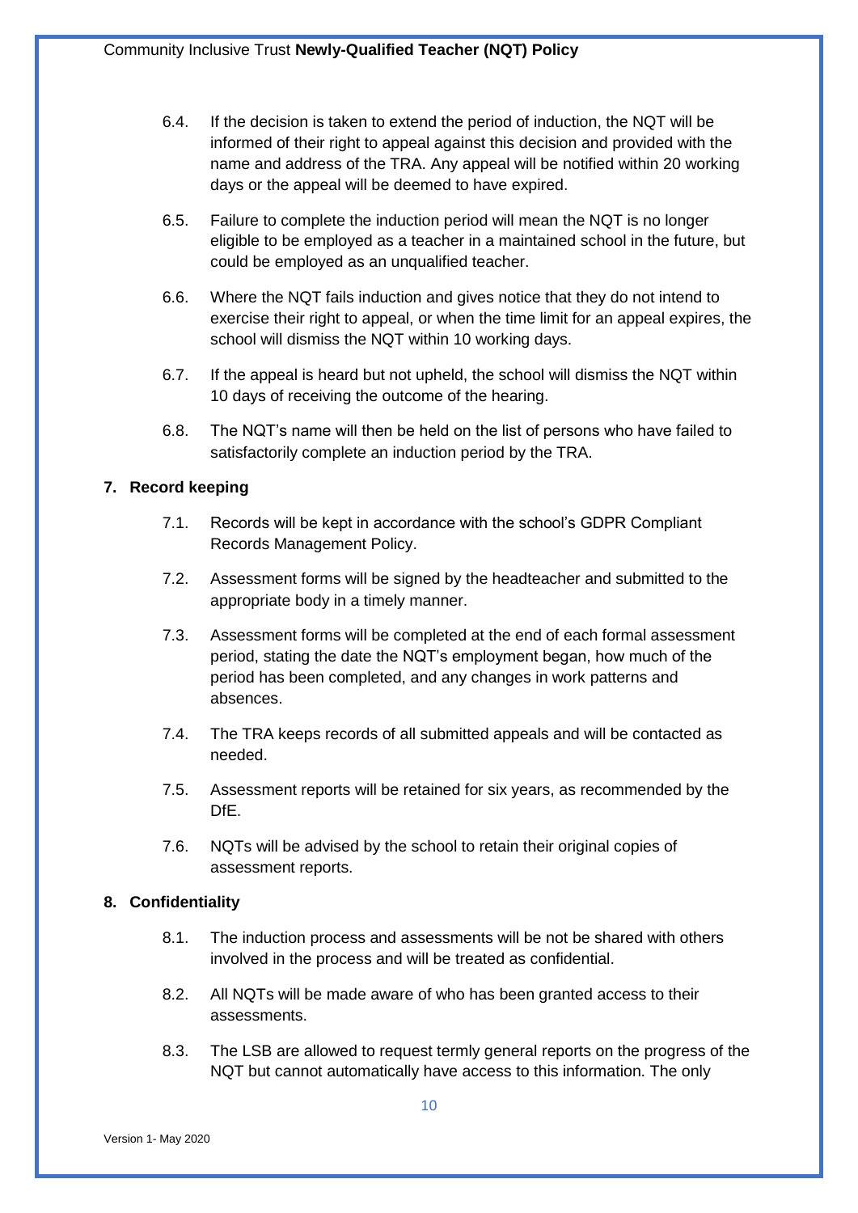6.4. If the decision is taken to extend the period of induction, the NQT will be informed of their right to appeal against this decision and provided with the name and address of the TRA. Any appeal will be notified within 20 working days or the appeal will be deemed to have expired.

6.5. Failure to complete the induction period will mean the NQT is no longer eligible to be employed as a teacher in a maintained school in the future, but could be employed as an unqualified teacher.

6.6. Where the NQT fails induction and gives notice that they do not intend to exercise their right to appeal, or when the time limit for an appeal expires, the school will dismiss the NQT within 10 working days.

6.7. If the appeal is heard but not upheld, the school will dismiss the NQT within 10 days of receiving the outcome of the hearing.

6.8. The NQT's name will then be held on the list of persons who have failed to satisfactorily complete an induction period by the TRA.

## 7. Record keeping

7.1. Records will be kept in accordance with the school's GDPR Compliant Records Management Policy.

7.2. Assessment forms will be signed by the headteacher and submitted to the appropriate body in a timely manner.

7.3. Assessment forms will be completed at the end of each formal assessment period, stating the date the NQT's employment began, how much of the period has been completed, and any changes in work patterns and absences.

7.4. The TRA keeps records of all submitted appeals and will be contacted as needed.

7.5. Assessment reports will be retained for six years, as recommended by the DfE.

7.6. NQTs will be advised by the school to retain their original copies of assessment reports.

## 8. Confidentiality

8.1. The induction process and assessments will be not be shared with others involved in the process and will be treated as confidential.

8.2. All NQTs will be made aware of who has been granted access to their assessments.

8.3. The LSB are allowed to request termly general reports on the progress of the NQT but cannot automatically have access to this information. The only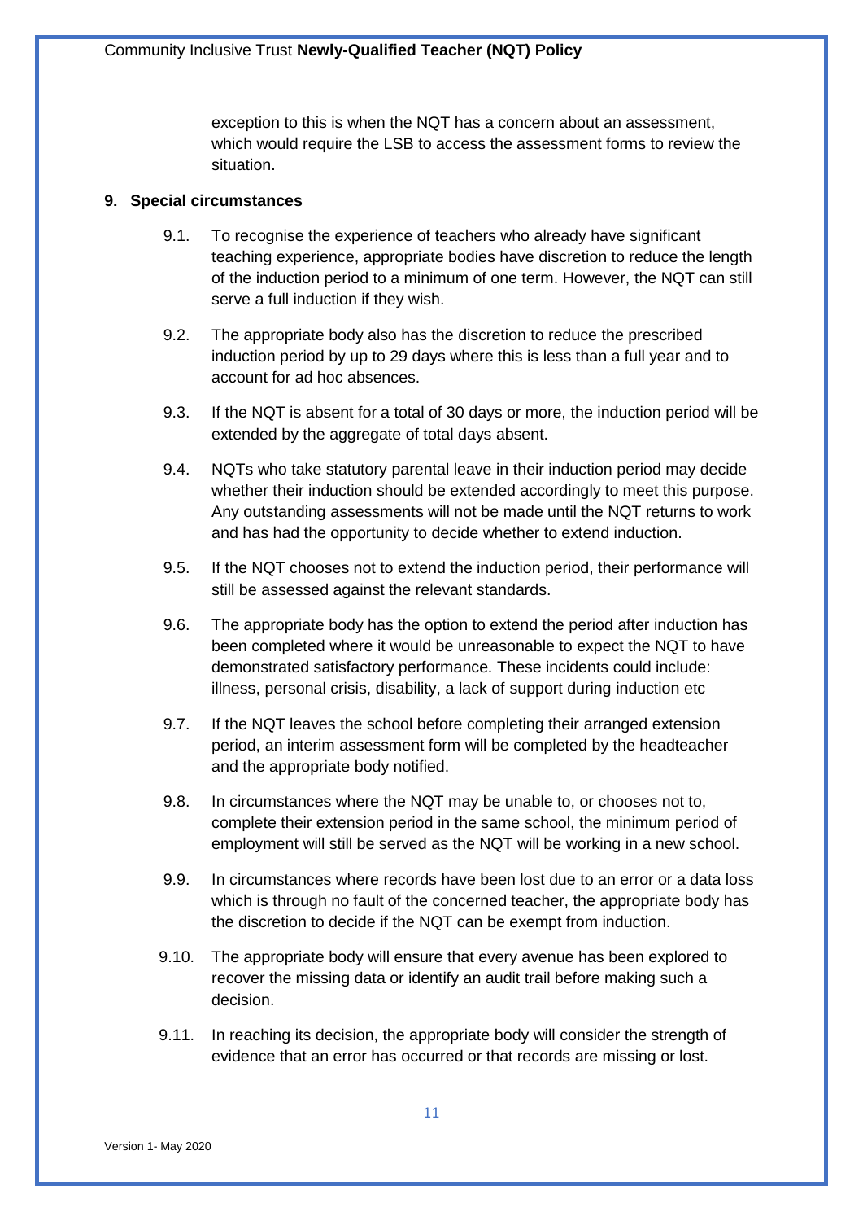exception to this is when the NQT has a concern about an assessment, which would require the LSB to access the assessment forms to review the situation.

## 9. Special circumstances

9.1. To recognise the experience of teachers who already have significant teaching experience, appropriate bodies have discretion to reduce the length of the induction period to a minimum of one term. However, the NQT can still serve a full induction if they wish.

9.2. The appropriate body also has the discretion to reduce the prescribed induction period by up to 29 days where this is less than a full year and to account for ad hoc absences.

9.3. If the NQT is absent for a total of 30 days or more, the induction period will be extended by the aggregate of total days absent.

9.4. NQTs who take statutory parental leave in their induction period may decide whether their induction should be extended accordingly to meet this purpose. Any outstanding assessments will not be made until the NQT returns to work and has had the opportunity to decide whether to extend induction.

9.5. If the NQT chooses not to extend the induction period, their performance will still be assessed against the relevant standards.

9.6. The appropriate body has the option to extend the period after induction has been completed where it would be unreasonable to expect the NQT to have demonstrated satisfactory performance. These incidents could include: illness, personal crisis, disability, a lack of support during induction etc

9.7. If the NQT leaves the school before completing their arranged extension period, an interim assessment form will be completed by the headteacher and the appropriate body notified.

9.8. In circumstances where the NQT may be unable to, or chooses not to, complete their extension period in the same school, the minimum period of employment will still be served as the NQT will be working in a new school.

9.9. In circumstances where records have been lost due to an error or a data loss which is through no fault of the concerned teacher, the appropriate body has the discretion to decide if the NQT can be exempt from induction.

9.10. The appropriate body will ensure that every avenue has been explored to recover the missing data or identify an audit trail before making such a decision.

9.11. In reaching its decision, the appropriate body will consider the strength of evidence that an error has occurred or that records are missing or lost.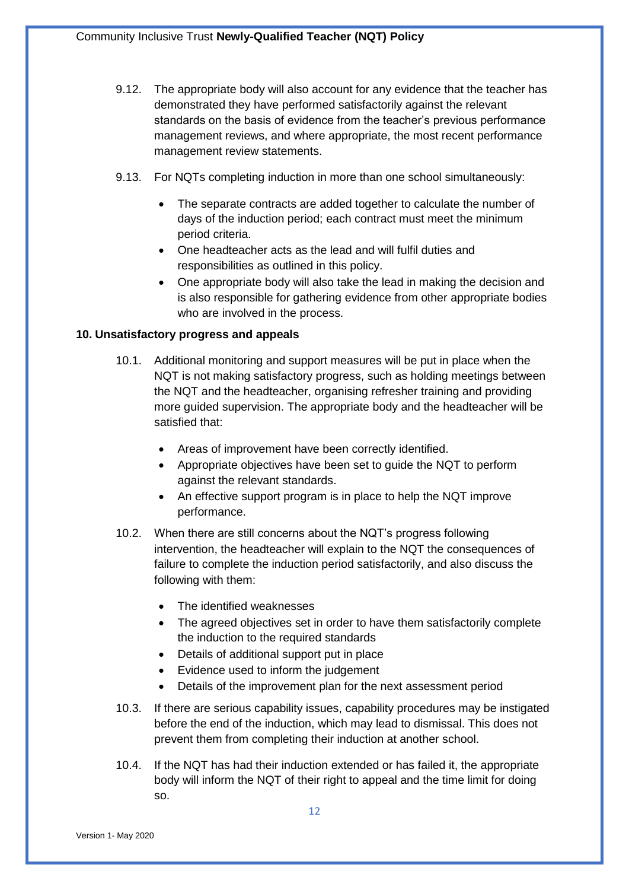9.12. The appropriate body will also account for any evidence that the teacher has demonstrated they have performed satisfactorily against the relevant standards on the basis of evidence from the teacher's previous performance management reviews, and where appropriate, the most recent performance management review statements.

9.13. For NQTs completing induction in more than one school simultaneously:

- The separate contracts are added together to calculate the number of days of the induction period; each contract must meet the minimum period criteria.
- One headteacher acts as the lead and will fulfil duties and responsibilities as outlined in this policy.
- One appropriate body will also take the lead in making the decision and is also responsible for gathering evidence from other appropriate bodies who are involved in the process.

**10. Unsatisfactory progress and appeals**

10.1. Additional monitoring and support measures will be put in place when the NQT is not making satisfactory progress, such as holding meetings between the NQT and the headteacher, organising refresher training and providing more guided supervision. The appropriate body and the headteacher will be satisfied that:

- Areas of improvement have been correctly identified.
- Appropriate objectives have been set to guide the NQT to perform against the relevant standards.
- An effective support program is in place to help the NQT improve performance.

10.2. When there are still concerns about the NQT's progress following intervention, the headteacher will explain to the NQT the consequences of failure to complete the induction period satisfactorily, and also discuss the following with them:

- The identified weaknesses
- The agreed objectives set in order to have them satisfactorily complete the induction to the required standards
- Details of additional support put in place
- Evidence used to inform the judgement
- Details of the improvement plan for the next assessment period

10.3. If there are serious capability issues, capability procedures may be instigated before the end of the induction, which may lead to dismissal. This does not prevent them from completing their induction at another school.

10.4. If the NQT has had their induction extended or has failed it, the appropriate body will inform the NQT of their right to appeal and the time limit for doing so.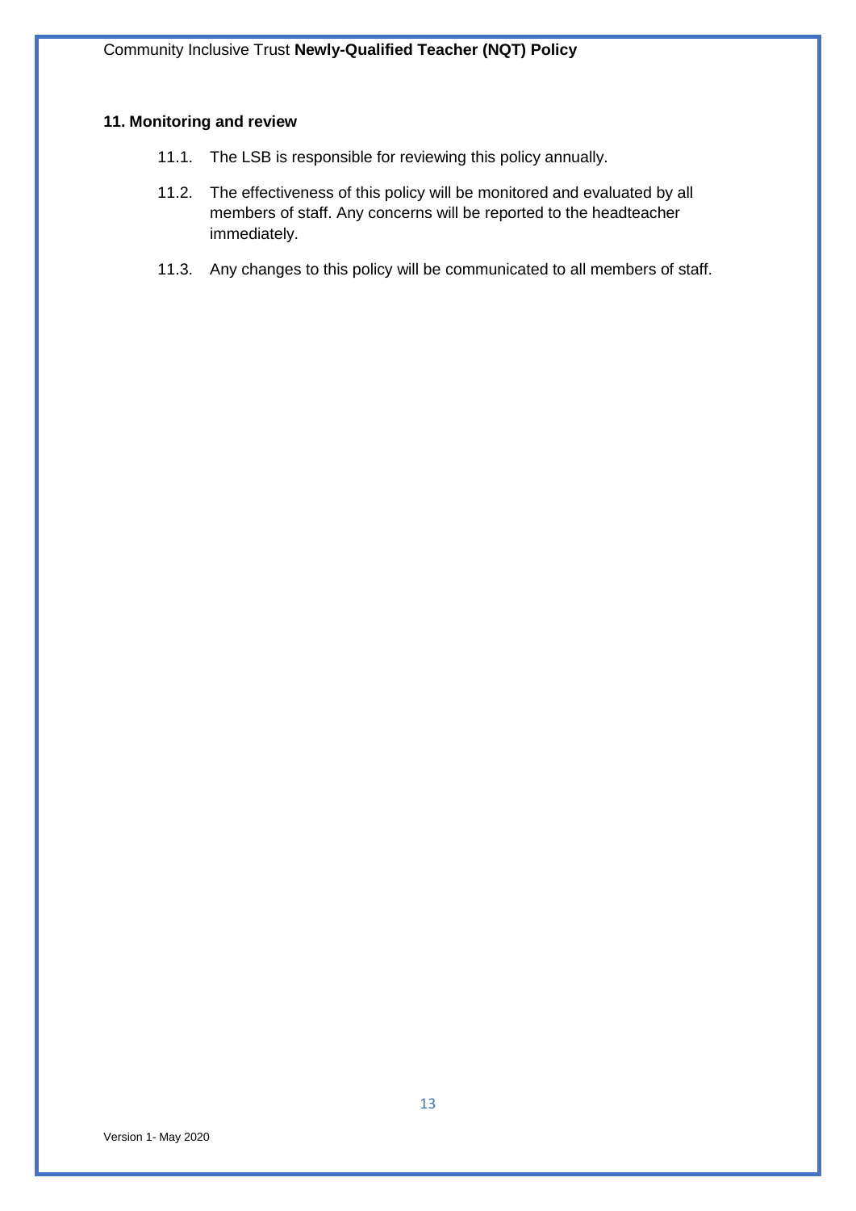**11. Monitoring and review**

11.1. The LSB is responsible for reviewing this policy annually.

11.2. The effectiveness of this policy will be monitored and evaluated by all members of staff. Any concerns will be reported to the headteacher immediately.

11.3. Any changes to this policy will be communicated to all members of staff.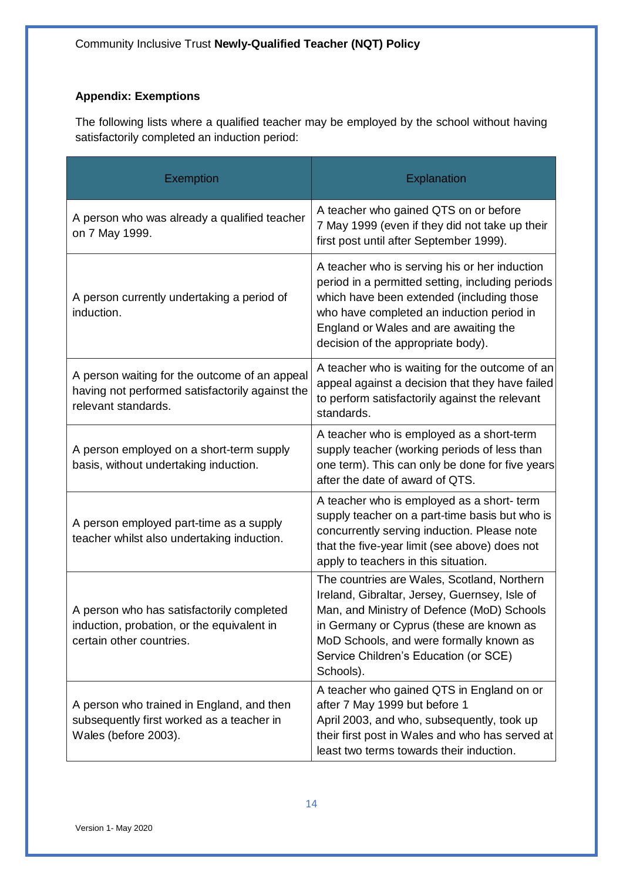## Appendix: Exemptions

The following lists where a qualified teacher may be employed by the school without having satisfactorily completed an induction period:

| Exemption | Explanation |
|---|---|
| A person who was already a qualified teacher on 7 May 1999. | A teacher who gained QTS on or before 7 May 1999 (even if they did not take up their first post until after September 1999). |
| A person currently undertaking a period of induction. | A teacher who is serving his or her induction period in a permitted setting, including periods which have been extended (including those who have completed an induction period in England or Wales and are awaiting the decision of the appropriate body). |
| A person waiting for the outcome of an appeal having not performed satisfactorily against the relevant standards. | A teacher who is waiting for the outcome of an appeal against a decision that they have failed to perform satisfactorily against the relevant standards. |
| A person employed on a short-term supply basis, without undertaking induction. | A teacher who is employed as a short-term supply teacher (working periods of less than one term). This can only be done for five years after the date of award of QTS. |
| A person employed part-time as a supply teacher whilst also undertaking induction. | A teacher who is employed as a short- term supply teacher on a part-time basis but who is concurrently serving induction. Please note that the five-year limit (see above) does not apply to teachers in this situation. |
| A person who has satisfactorily completed induction, probation, or the equivalent in certain other countries. | The countries are Wales, Scotland, Northern Ireland, Gibraltar, Jersey, Guernsey, Isle of Man, and Ministry of Defence (MoD) Schools in Germany or Cyprus (these are known as MoD Schools, and were formally known as Service Children's Education (or SCE) Schools). |
| A person who trained in England, and then subsequently first worked as a teacher in Wales (before 2003). | A teacher who gained QTS in England on or after 7 May 1999 but before 1 April 2003, and who, subsequently, took up their first post in Wales and who has served at least two terms towards their induction. |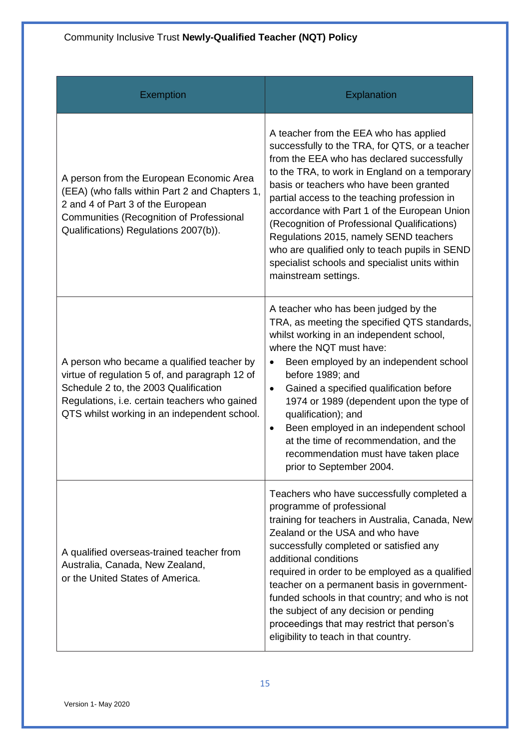| Exemption | Explanation |
|---|---|
| A person from the European Economic Area (EEA) (who falls within Part 2 and Chapters 1, 2 and 4 of Part 3 of the European Communities (Recognition of Professional Qualifications) Regulations 2007(b)). | A teacher from the EEA who has applied successfully to the TRA, for QTS, or a teacher from the EEA who has declared successfully to the TRA, to work in England on a temporary basis or teachers who have been granted partial access to the teaching profession in accordance with Part 1 of the European Union (Recognition of Professional Qualifications) Regulations 2015, namely SEND teachers who are qualified only to teach pupils in SEND specialist schools and specialist units within mainstream settings. |
| A person who became a qualified teacher by virtue of regulation 5 of, and paragraph 12 of Schedule 2 to, the 2003 Qualification Regulations, i.e. certain teachers who gained QTS whilst working in an independent school. | A teacher who has been judged by the TRA, as meeting the specified QTS standards, whilst working in an independent school, where the NQT must have:<br>• Been employed by an independent school before 1989; and<br>• Gained a specified qualification before 1974 or 1989 (dependent upon the type of qualification); and<br>• Been employed in an independent school at the time of recommendation, and the recommendation must have taken place prior to September 2004. |
| A qualified overseas-trained teacher from Australia, Canada, New Zealand, or the United States of America. | Teachers who have successfully completed a programme of professional training for teachers in Australia, Canada, New Zealand or the USA and who have successfully completed or satisfied any additional conditions required in order to be employed as a qualified teacher on a permanent basis in government-funded schools in that country; and who is not the subject of any decision or pending proceedings that may restrict that person's eligibility to teach in that country. |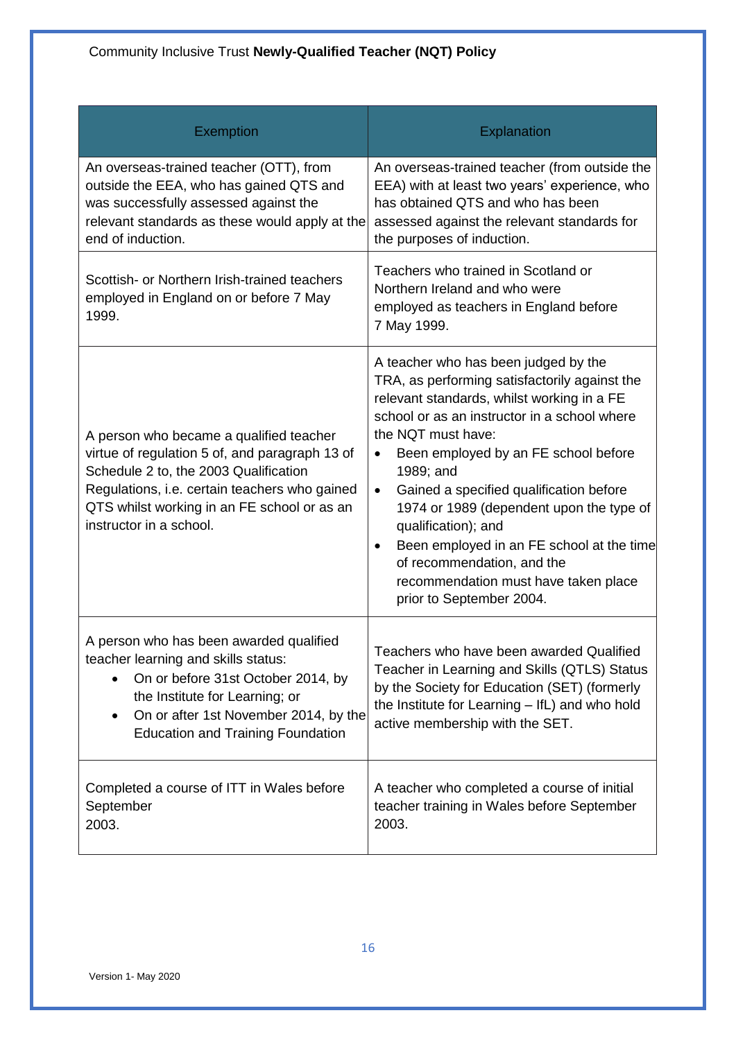| Exemption | Explanation |
|---|---|
| An overseas-trained teacher (OTT), from outside the EEA, who has gained QTS and was successfully assessed against the relevant standards as these would apply at the end of induction. | An overseas-trained teacher (from outside the EEA) with at least two years' experience, who has obtained QTS and who has been assessed against the relevant standards for the purposes of induction. |
| Scottish- or Northern Irish-trained teachers employed in England on or before 7 May 1999. | Teachers who trained in Scotland or Northern Ireland and who were employed as teachers in England before 7 May 1999. |
| A person who became a qualified teacher virtue of regulation 5 of, and paragraph 13 of Schedule 2 to, the 2003 Qualification Regulations, i.e. certain teachers who gained QTS whilst working in an FE school or as an instructor in a school. | A teacher who has been judged by the TRA, as performing satisfactorily against the relevant standards, whilst working in a FE school or as an instructor in a school where the NQT must have: <br>• Been employed by an FE school before 1989; and <br>• Gained a specified qualification before 1974 or 1989 (dependent upon the type of qualification); and <br>• Been employed in an FE school at the time of recommendation, and the recommendation must have taken place prior to September 2004. |
| A person who has been awarded qualified teacher learning and skills status: <br>• On or before 31st October 2014, by the Institute for Learning; or <br>• On or after 1st November 2014, by the Education and Training Foundation | Teachers who have been awarded Qualified Teacher in Learning and Skills (QTLS) Status by the Society for Education (SET) (formerly the Institute for Learning – IfL) and who hold active membership with the SET. |
| Completed a course of ITT in Wales before September 2003. | A teacher who completed a course of initial teacher training in Wales before September 2003. |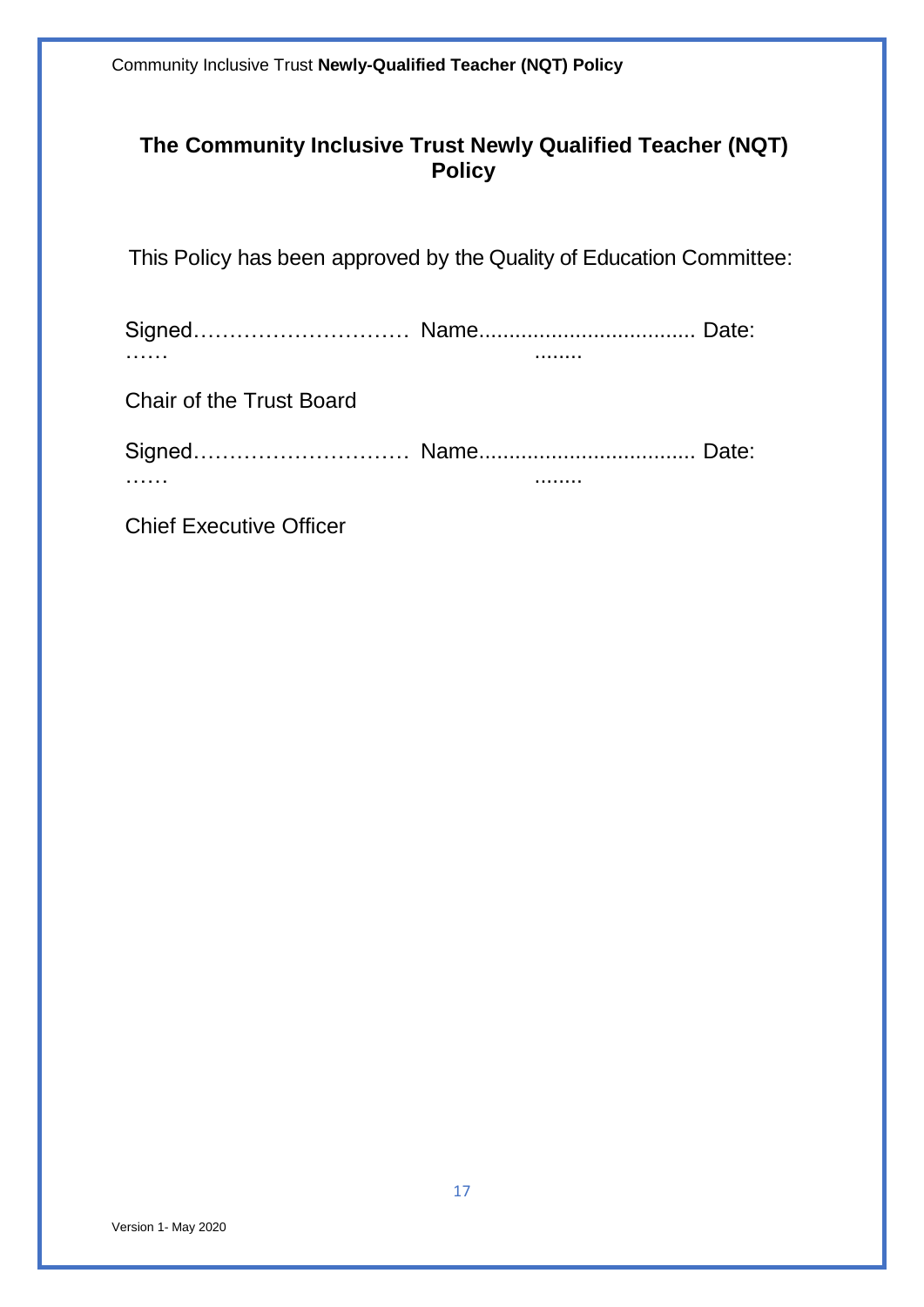# The Community Inclusive Trust Newly Qualified Teacher (NQT) Policy

This Policy has been approved by the Quality of Education Committee:

Signed………………………… Name................................... Date: ……........

Chair of the Trust Board

Signed………………………… Name................................... Date: ……........

Chief Executive Officer

Version 1- May 2020